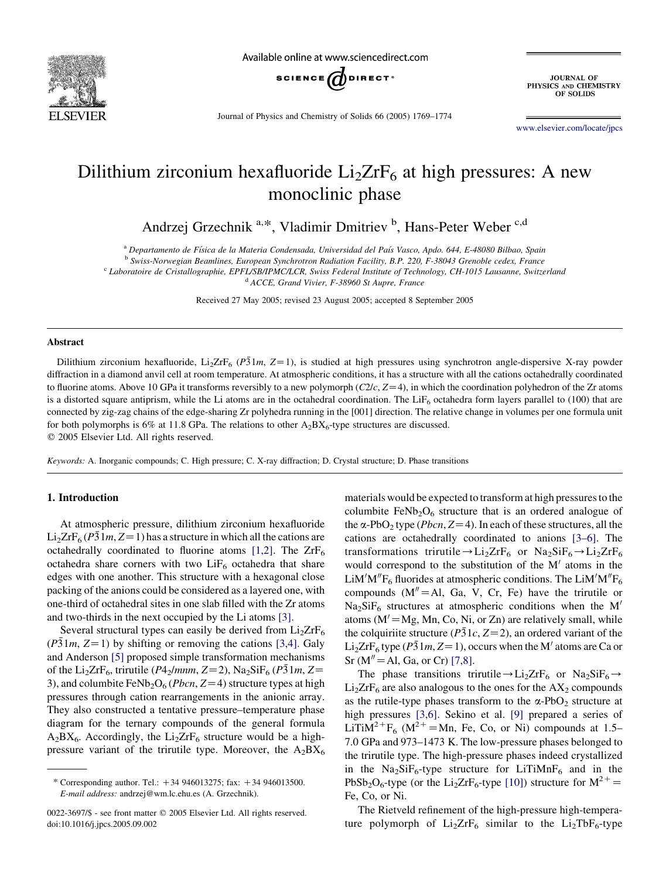# Dilithium zirconium hexafluoride $Li_2ZrF_6$ at high pressures: A new monoclinic phase

Andrzej Grzechnik [a,*], Vladimir Dmitriev [b], Hans-Peter Weber [c,d]

[a] Departamento de Física de la Materia Condensada, Universidad del País Vasco, Apdo. 644, E-48080 Bilbao, Spain

[b] Swiss-Norwegian Beamlines, European Synchrotron Radiation Facility, B.P. 220, F-38043 Grenoble cedex, France

[c] Laboratoire de Cristallographie, EPFL/SB/IPMC/LCR, Swiss Federal Institute of Technology, CH-1015 Lausanne, Switzerland

[d] ACCE, Grand Vivier, F-38960 St Aupre, France

Received 27 May 2005; revised 23 August 2005; accepted 8 September 2005

## Abstract

Dilithium zirconium hexafluoride, $Li_2ZrF_6$ ($P\bar{3}1m$, $Z=1$), is studied at high pressures using synchrotron angle-dispersive X-ray powder diffraction in a diamond anvil cell at room temperature. At atmospheric conditions, it has a structure with all the cations octahedrally coordinated to fluorine atoms. Above 10 GPa it transforms reversibly to a new polymorph ($C2/c$, $Z=4$), in which the coordination polyhedron of the Zr atoms is a distorted square antiprism, while the Li atoms are in the octahedral coordination. The $LiF_6$ octahedra form layers parallel to (100) that are connected by zig-zag chains of the edge-sharing Zr polyhedra running in the [001] direction. The relative change in volumes per one formula unit for both polymorphs is 6% at 11.8 GPa. The relations to other $A_2BX_6$-type structures are discussed.

© 2005 Elsevier Ltd. All rights reserved.

*Keywords:* A. Inorganic compounds; C. High pressure; C. X-ray diffraction; D. Crystal structure; D. Phase transitions

## 1. Introduction

At atmospheric pressure, dilithium zirconium hexafluoride $Li_2ZrF_6$ ($P\bar{3}1m$, $Z=1$) has a structure in which all the cations are octahedrally coordinated to fluorine atoms [1,2]. The $ZrF_6$ octahedra share corners with two $LiF_6$ octahedra that share edges with one another. This structure with a hexagonal close packing of the anions could be considered as a layered one, with one-third of octahedral sites in one slab filled with the Zr atoms and two-thirds in the next occupied by the Li atoms [3].

Several structural types can easily be derived from $Li_2ZrF_6$ ($P\bar{3}1m$, $Z=1$) by shifting or removing the cations [3,4]. Galy and Anderson [5] proposed simple transformation mechanisms of the $Li_2ZrF_6$, trirutile ($P4_2/mnm$, $Z=2$), $Na_2SiF_6$ ($P\bar{3}1m$, $Z=3$), and columbite $FeNb_2O_6$ ($Pbcn$, $Z=4$) structure types at high pressures through cation rearrangements in the anionic array. They also constructed a tentative pressure–temperature phase diagram for the ternary compounds of the general formula $A_2BX_6$. Accordingly, the $Li_2ZrF_6$ structure would be a high-pressure variant of the trirutile type. Moreover, the $A_2BX_6$ materials would be expected to transform at high pressures to the columbite $FeNb_2O_6$ structure that is an ordered analogue of the α-$PbO_2$ type ($Pbcn$, $Z=4$). In each of these structures, all the cations are octahedrally coordinated to anions [3–6]. The transformations trirutile→$Li_2ZrF_6$ or $Na_2SiF_6$→$Li_2ZrF_6$ would correspond to the substitution of the M′ atoms in the LiM′M″$F_6$ fluorides at atmospheric conditions. The LiM′M″$F_6$ compounds (M″=Al, Ga, V, Cr, Fe) have the trirutile or $Na_2SiF_6$ structures at atmospheric conditions when the M′ atoms (M′=Mg, Mn, Co, Ni, or Zn) are relatively small, while the colquiriite structure ($P\bar{3}1c$, $Z=2$), an ordered variant of the $Li_2ZrF_6$ type ($P\bar{3}1m$, $Z=1$), occurs when the M′ atoms are Ca or Sr (M″=Al, Ga, or Cr) [7,8].

The phase transitions trirutile→$Li_2ZrF_6$ or $Na_2SiF_6$→$Li_2ZrF_6$ are also analogous to the ones for the $AX_2$ compounds as the rutile-type phases transform to the α-$PbO_2$ structure at high pressures [3,6]. Sekino et al. [9] prepared a series of $LiTiM^{2+}F_6$ ($M^{2+}$=Mn, Fe, Co, or Ni) compounds at 1.5–7.0 GPa and 973–1473 K. The low-pressure phases belonged to the trirutile type. The high-pressure phases indeed crystallized in the $Na_2SiF_6$-type structure for $LiTiMnF_6$ and in the $PbSb_2O_6$-type (or the $Li_2ZrF_6$-type [10]) structure for $M^{2+}$= Fe, Co, or Ni.

The Rietveld refinement of the high-pressure high-temperature polymorph of $Li_2ZrF_6$ similar to the $Li_2TbF_6$-type

\* Corresponding author. Tel.: +34 946013275; fax: +34 946013500. *E-mail address:* andrzej@wm.lc.ehu.es (A. Grzechnik).

0022-3697/$ - see front matter © 2005 Elsevier Ltd. All rights reserved. doi:10.1016/j.jpcs.2005.09.002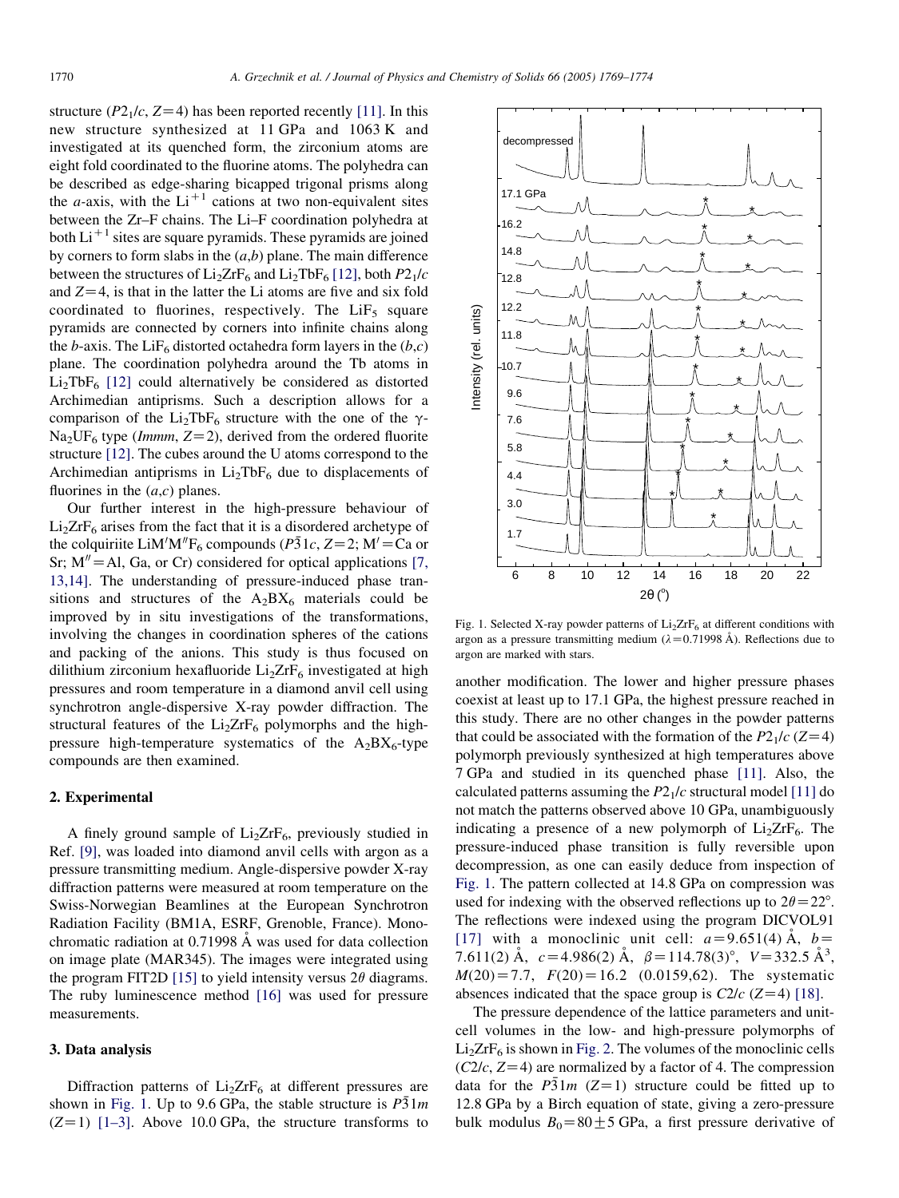structure ($P2_1/c$, $Z=4$) has been reported recently [11]. In this new structure synthesized at 11 GPa and 1063 K and investigated at its quenched form, the zirconium atoms are eight fold coordinated to the fluorine atoms. The polyhedra can be described as edge-sharing bicapped trigonal prisms along the *a*-axis, with the $Li^{+1}$ cations at two non-equivalent sites between the Zr–F chains. The Li–F coordination polyhedra at both $Li^{+1}$ sites are square pyramids. These pyramids are joined by corners to form slabs in the (*a*,*b*) plane. The main difference between the structures of $Li_2ZrF_6$ and $Li_2TbF_6$ [12], both $P2_1/c$ and $Z=4$, is that in the latter the Li atoms are five and six fold coordinated to fluorines, respectively. The $LiF_5$ square pyramids are connected by corners into infinite chains along the *b*-axis. The $LiF_6$ distorted octahedra form layers in the (*b*,*c*) plane. The coordination polyhedra around the Tb atoms in $Li_2TbF_6$ [12] could alternatively be considered as distorted Archimedian antiprisms. Such a description allows for a comparison of the $Li_2TbF_6$ structure with the one of the γ-$Na_2UF_6$ type (*Immm*, $Z=2$), derived from the ordered fluorite structure [12]. The cubes around the U atoms correspond to the Archimedian antiprisms in $Li_2TbF_6$ due to displacements of fluorines in the (*a*,*c*) planes.

Our further interest in the high-pressure behaviour of $Li_2ZrF_6$ arises from the fact that it is a disordered archetype of the colquiriite $LiM'M''F_6$ compounds ($P\bar{3}1c$, $Z=2$; $M'$ = Ca or Sr; $M''$ = Al, Ga, or Cr) considered for optical applications [7, 13,14]. The understanding of pressure-induced phase transitions and structures of the $A_2BX_6$ materials could be improved by in situ investigations of the transformations, involving the changes in coordination spheres of the cations and packing of the anions. This study is thus focused on dilithium zirconium hexafluoride $Li_2ZrF_6$ investigated at high pressures and room temperature in a diamond anvil cell using synchrotron angle-dispersive X-ray powder diffraction. The structural features of the $Li_2ZrF_6$ polymorphs and the high-pressure high-temperature systematics of the $A_2BX_6$-type compounds are then examined.

## 2. Experimental

A finely ground sample of $Li_2ZrF_6$, previously studied in Ref. [9], was loaded into diamond anvil cells with argon as a pressure transmitting medium. Angle-dispersive powder X-ray diffraction patterns were measured at room temperature on the Swiss-Norwegian Beamlines at the European Synchrotron Radiation Facility (BM1A, ESRF, Grenoble, France). Monochromatic radiation at 0.71998 Å was used for data collection on image plate (MAR345). The images were integrated using the program FIT2D [15] to yield intensity versus 2θ diagrams. The ruby luminescence method [16] was used for pressure measurements.

## 3. Data analysis

Diffraction patterns of $Li_2ZrF_6$ at different pressures are shown in Fig. 1. Up to 9.6 GPa, the stable structure is $P\bar{3}1m$ ($Z=1$) [1–3]. Above 10.0 GPa, the structure transforms to another modification. The lower and higher pressure phases coexist at least up to 17.1 GPa, the highest pressure reached in this study. There are no other changes in the powder patterns that could be associated with the formation of the $P2_1/c$ ($Z=4$) polymorph previously synthesized at high temperatures above 7 GPa and studied in its quenched phase [11]. Also, the calculated patterns assuming the $P2_1/c$ structural model [11] do not match the patterns observed above 10 GPa, unambiguously indicating a presence of a new polymorph of $Li_2ZrF_6$. The pressure-induced phase transition is fully reversible upon decompression, as one can easily deduce from inspection of Fig. 1. The pattern collected at 14.8 GPa on compression was used for indexing with the observed reflections up to $2\theta=22°$. The reflections were indexed using the program DICVOL91 [17] with a monoclinic unit cell: $a=9.651(4)$ Å, $b=7.611(2)$ Å, $c=4.986(2)$ Å, $\beta=114.78(3)°$, $V=332.5$ Å$^3$, $M(20)=7.7$, $F(20)=16.2$ (0.0159,62). The systematic absences indicated that the space group is $C2/c$ ($Z=4$) [18].

Fig. 1. Selected X-ray powder patterns of $Li_2ZrF_6$ at different conditions with argon as a pressure transmitting medium (λ = 0.71998 Å). Reflections due to argon are marked with stars.

The pressure dependence of the lattice parameters and unit-cell volumes in the low- and high-pressure polymorphs of $Li_2ZrF_6$ is shown in Fig. 2. The volumes of the monoclinic cells ($C2/c$, $Z=4$) are normalized by a factor of 4. The compression data for the $P\bar{3}1m$ ($Z=1$) structure could be fitted up to 12.8 GPa by a Birch equation of state, giving a zero-pressure bulk modulus $B_0=80\pm5$ GPa, a first pressure derivative of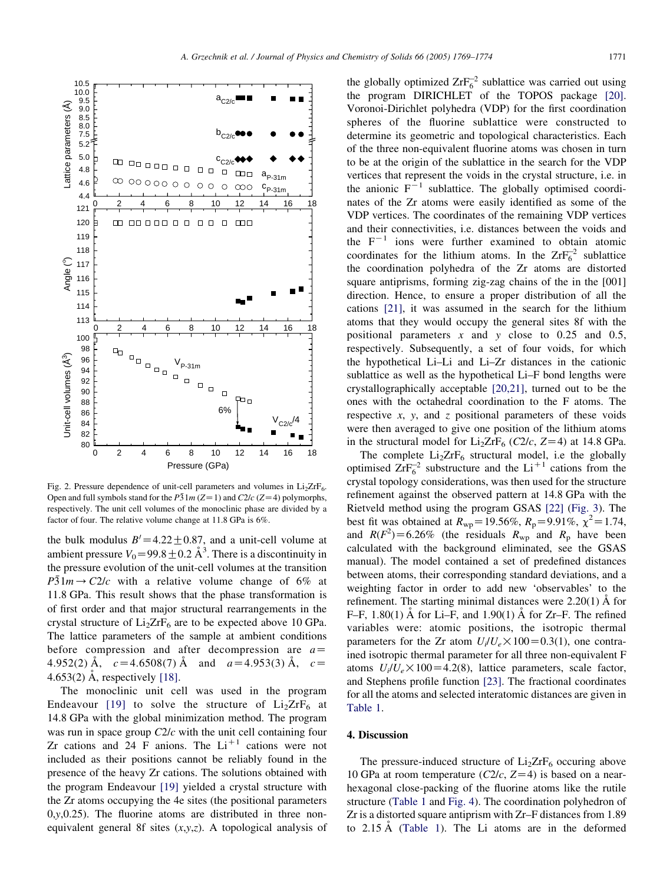Fig. 2. Pressure dependence of unit-cell parameters and volumes in $Li_2ZrF_6$. Open and full symbols stand for the $P\bar{3}1m$ ($Z=1$) and $C2/c$ ($Z=4$) polymorphs, respectively. The unit cell volumes of the monoclinic phase are divided by a factor of four. The relative volume change at 11.8 GPa is 6%.

the bulk modulus $B'=4.22\pm0.87$, and a unit-cell volume at ambient pressure $V_0=99.8\pm0.2$ Å$^3$. There is a discontinuity in the pressure evolution of the unit-cell volumes at the transition $P\bar{3}1m \rightarrow C2/c$ with a relative volume change of 6% at 11.8 GPa. This result shows that the phase transformation is of first order and that major structural rearrangements in the crystal structure of $Li_2ZrF_6$ are to be expected above 10 GPa. The lattice parameters of the sample at ambient conditions before compression and after decompression are $a=4.952(2)$ Å, $c=4.6508(7)$ Å and $a=4.953(3)$ Å, $c=4.653(2)$ Å, respectively [18].

The monoclinic unit cell was used in the program Endeavour [19] to solve the structure of $Li_2ZrF_6$ at 14.8 GPa with the global minimization method. The program was run in space group $C2/c$ with the unit cell containing four Zr cations and 24 F anions. The $Li^{+1}$ cations were not included as their positions cannot be reliably found in the presence of the heavy Zr cations. The solutions obtained with the program Endeavour [19] yielded a crystal structure with the Zr atoms occupying the 4e sites (the positional parameters 0,*y*,0.25). The fluorine atoms are distributed in three non-equivalent general 8f sites (*x*,*y*,*z*). A topological analysis of the globally optimized $ZrF_6^{-2}$ sublattice was carried out using the program DIRICHLET of the TOPOS package [20]. Voronoi-Dirichlet polyhedra (VDP) for the first coordination spheres of the fluorine sublattice were constructed to determine its geometric and topological characteristics. Each of the three non-equivalent fluorine atoms was chosen in turn to be at the origin of the sublattice in the search for the VDP vertices that represent the voids in the crystal structure, i.e. in the anionic $F^{-1}$ sublattice. The globally optimised coordinates of the Zr atoms were easily identified as some of the VDP vertices. The coordinates of the remaining VDP vertices and their connectivities, i.e. distances between the voids and the $F^{-1}$ ions were further examined to obtain atomic coordinates for the lithium atoms. In the $ZrF_6^{-2}$ sublattice the coordination polyhedra of the Zr atoms are distorted square antiprisms, forming zig-zag chains of the in the [001] direction. Hence, to ensure a proper distribution of all the cations [21], it was assumed in the search for the lithium atoms that they would occupy the general sites 8f with the positional parameters *x* and *y* close to 0.25 and 0.5, respectively. Subsequently, a set of four voids, for which the hypothetical Li–Li and Li–Zr distances in the cationic sublattice as well as the hypothetical Li–F bond lengths were crystallographically acceptable [20,21], turned out to be the ones with the octahedral coordination to the F atoms. The respective *x*, *y*, and *z* positional parameters of these voids were then averaged to give one position of the lithium atoms in the structural model for $Li_2ZrF_6$ ($C2/c$, $Z=4$) at 14.8 GPa.

The complete $Li_2ZrF_6$ structural model, i.e the globally optimised $ZrF_6^{-2}$ substructure and the $Li^{+1}$ cations from the crystal topology considerations, was then used for the structure refinement against the observed pattern at 14.8 GPa with the Rietveld method using the program GSAS [22] (Fig. 3). The best fit was obtained at $R_{wp}=19.56\%$, $R_p=9.91\%$, $\chi^2=1.74$, and $R(F^2)=6.26\%$ (the residuals $R_{wp}$ and $R_p$ have been calculated with the background eliminated, see the GSAS manual). The model contained a set of predefined distances between atoms, their corresponding standard deviations, and a weighting factor in order to add new 'observables' to the refinement. The starting minimal distances were 2.20(1) Å for F–F, 1.80(1) Å for Li–F, and 1.90(1) Å for Zr–F. The refined variables were: atomic positions, the isotropic thermal parameters for the Zr atom $U_i/U_e\times100=0.3(1)$, one contrained isotropic thermal parameter for all three non-equivalent F atoms $U_i/U_e\times100=4.2(8)$, lattice parameters, scale factor, and Stephens profile function [23]. The fractional coordinates for all the atoms and selected interatomic distances are given in Table 1.

## 4. Discussion

The pressure-induced structure of $Li_2ZrF_6$ occuring above 10 GPa at room temperature ($C2/c$, $Z=4$) is based on a near-hexagonal close-packing of the fluorine atoms like the rutile structure (Table 1 and Fig. 4). The coordination polyhedron of Zr is a distorted square antiprism with Zr–F distances from 1.89 to 2.15 Å (Table 1). The Li atoms are in the deformed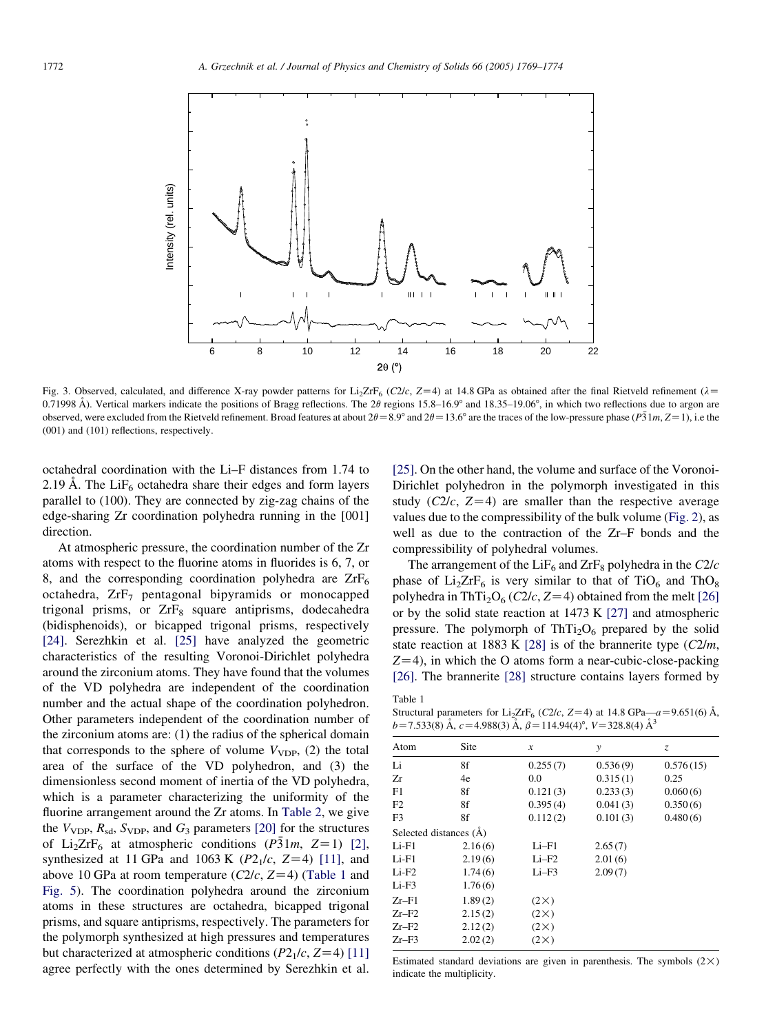Fig. 3. Observed, calculated, and difference X-ray powder patterns for $Li_2ZrF_6$ ($C2/c$, $Z=4$) at 14.8 GPa as obtained after the final Rietveld refinement ($\lambda = 0.71998$ Å). Vertical markers indicate the positions of Bragg reflections. The $2\theta$ regions 15.8–16.9° and 18.35–19.06°, in which two reflections due to argon are observed, were excluded from the Rietveld refinement. Broad features at about $2\theta = 8.9°$ and $2\theta = 13.6°$ are the traces of the low-pressure phase ($P\bar{3}1m$, $Z=1$), i.e the (001) and (101) reflections, respectively.

octahedral coordination with the Li–F distances from 1.74 to 2.19 Å. The $LiF_6$ octahedra share their edges and form layers parallel to (100). They are connected by zig-zag chains of the edge-sharing Zr coordination polyhedra running in the [001] direction.

At atmospheric pressure, the coordination number of the Zr atoms with respect to the fluorine atoms in fluorides is 6, 7, or 8, and the corresponding coordination polyhedra are $ZrF_6$ octahedra, $ZrF_7$ pentagonal bipyramids or monocapped trigonal prisms, or $ZrF_8$ square antiprisms, dodecahedra (bidisphenoids), or bicapped trigonal prisms, respectively [24]. Serezhkin et al. [25] have analyzed the geometric characteristics of the resulting Voronoi-Dirichlet polyhedra around the zirconium atoms. They have found that the volumes of the VD polyhedra are independent of the coordination number and the actual shape of the coordination polyhedron. Other parameters independent of the coordination number of the zirconium atoms are: (1) the radius of the spherical domain that corresponds to the sphere of volume $V_{VDP}$, (2) the total area of the surface of the VD polyhedron, and (3) the dimensionless second moment of inertia of the VD polyhedra, which is a parameter characterizing the uniformity of the fluorine arrangement around the Zr atoms. In Table 2, we give the $V_{VDP}$, $R_{sd}$, $S_{VDP}$, and $G_3$ parameters [20] for the structures of $Li_2ZrF_6$ at atmospheric conditions ($P\bar{3}1m$, $Z=1$) [2], synthesized at 11 GPa and 1063 K ($P2_1/c$, $Z=4$) [11], and above 10 GPa at room temperature ($C2/c$, $Z=4$) (Table 1 and Fig. 5). The coordination polyhedra around the zirconium atoms in these structures are octahedra, bicapped trigonal prisms, and square antiprisms, respectively. The parameters for the polymorph synthesized at high pressures and temperatures but characterized at atmospheric conditions ($P2_1/c$, $Z=4$) [11] agree perfectly with the ones determined by Serezhkin et al. [25]. On the other hand, the volume and surface of the Voronoi-Dirichlet polyhedron in the polymorph investigated in this study ($C2/c$, $Z=4$) are smaller than the respective average values due to the compressibility of the bulk volume (Fig. 2), as well as due to the contraction of the Zr–F bonds and the compressibility of polyhedral volumes.

The arrangement of the $LiF_6$ and $ZrF_8$ polyhedra in the $C2/c$ phase of $Li_2ZrF_6$ is very similar to that of $TiO_6$ and $ThO_8$ polyhedra in $ThTi_2O_6$ ($C2/c$, $Z=4$) obtained from the melt [26] or by the solid state reaction at 1473 K [27] and atmospheric pressure. The polymorph of $ThTi_2O_6$ prepared by the solid state reaction at 1883 K [28] is of the brannerite type ($C2/m$, $Z=4$), in which the O atoms form a near-cubic-close-packing [26]. The brannerite [28] structure contains layers formed by

Table 1
Structural parameters for $Li_2ZrF_6$ ($C2/c$, $Z=4$) at 14.8 GPa—$a=9.651(6)$ Å, $b=7.533(8)$ Å, $c=4.988(3)$ Å, $\beta=114.94(4)°$, $V=328.8(4)$ Å$^3$

| Atom | Site | *x* | *y* | *z* |
|---|---|---|---|---|
| Li | 8f | 0.255 (7) | 0.536 (9) | 0.576 (15) |
| Zr | 4e | 0.0 | 0.315 (1) | 0.25 |
| F1 | 8f | 0.121 (3) | 0.233 (3) | 0.060 (6) |
| F2 | 8f | 0.395 (4) | 0.041 (3) | 0.350 (6) |
| F3 | 8f | 0.112 (2) | 0.101 (3) | 0.480 (6) |
| Selected distances (Å) | | | | |
| Li-F1 | 2.16 (6) | Li–F1 | 2.65 (7) | |
| Li-F1 | 2.19 (6) | Li–F2 | 2.01 (6) | |
| Li-F2 | 1.74 (6) | Li–F3 | 2.09 (7) | |
| Li-F3 | 1.76 (6) | | | |
| Zr–F1 | 1.89 (2) | (2×) | | |
| Zr–F2 | 2.15 (2) | (2×) | | |
| Zr–F2 | 2.12 (2) | (2×) | | |
| Zr–F3 | 2.02 (2) | (2×) | | |

Estimated standard deviations are given in parenthesis. The symbols (2×) indicate the multiplicity.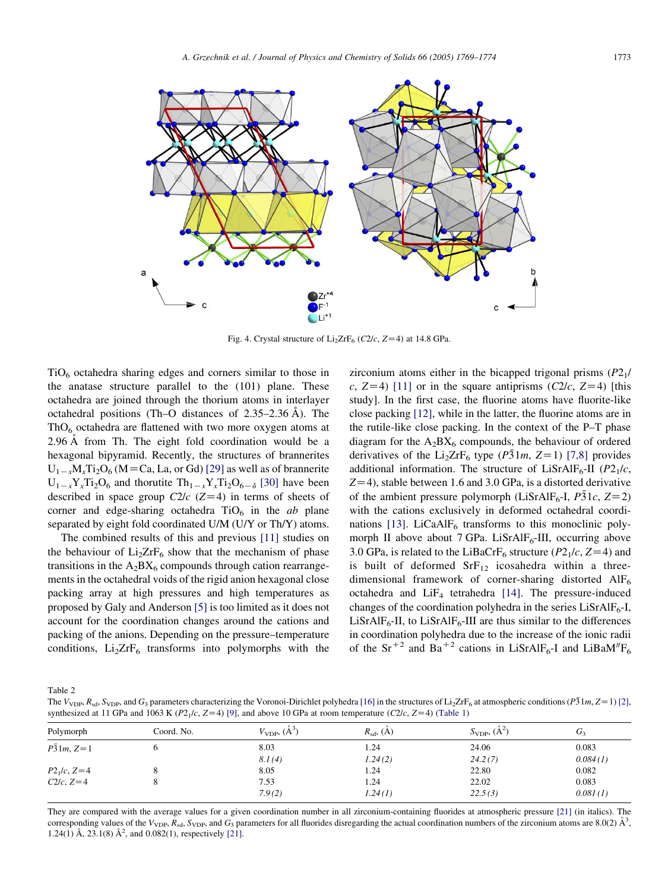Fig. 4. Crystal structure of $Li_2ZrF_6$ ($C2/c$, $Z=4$) at 14.8 GPa.

$TiO_6$ octahedra sharing edges and corners similar to those in the anatase structure parallel to the (101) plane. These octahedra are joined through the thorium atoms in interlayer octahedral positions (Th–O distances of 2.35–2.36 Å). The $ThO_6$ octahedra are flattened with two more oxygen atoms at 2.96 Å from Th. The eight fold coordination would be a hexagonal bipyramid. Recently, the structures of brannerites $U_{1-x}M_xTi_2O_6$ (M = Ca, La, or Gd) [29] as well as of brannerite $U_{1-x}Y_xTi_2O_6$ and thorutite $Th_{1-x}Y_xTi_2O_{6-\delta}$ [30] have been described in space group $C2/c$ ($Z=4$) in terms of sheets of corner and edge-sharing octahedra $TiO_6$ in the $ab$ plane separated by eight fold coordinated U/M (U/Y or Th/Y) atoms.

The combined results of this and previous [11] studies on the behaviour of $Li_2ZrF_6$ show that the mechanism of phase transitions in the $A_2BX_6$ compounds through cation rearrangements in the octahedral voids of the rigid anion hexagonal close packing array at high pressures and high temperatures as proposed by Galy and Anderson [5] is too limited as it does not account for the coordination changes around the cations and packing of the anions. Depending on the pressure–temperature conditions, $Li_2ZrF_6$ transforms into polymorphs with the zirconium atoms either in the bicapped trigonal prisms ($P2_1/c$, $Z=4$) [11] or in the square antiprisms ($C2/c$, $Z=4$) [this study]. In the first case, the fluorine atoms have fluorite-like close packing [12], while in the latter, the fluorine atoms are in the rutile-like close packing. In the context of the P–T phase diagram for the $A_2BX_6$ compounds, the behaviour of ordered derivatives of the $Li_2ZrF_6$ type ($P\bar{3}1m$, $Z=1$) [7,8] provides additional information. The structure of $LiSrAlF_6$-II ($P2_1/c$, $Z=4$), stable between 1.6 and 3.0 GPa, is a distorted derivative of the ambient pressure polymorph ($LiSrAlF_6$-I, $P\bar{3}1c$, $Z=2$) with the cations exclusively in deformed octahedral coordinations [13]. $LiCaAlF_6$ transforms to this monoclinic polymorph II above about 7 GPa. $LiSrAlF_6$-III, occurring above 3.0 GPa, is related to the $LiBaCrF_6$ structure ($P2_1/c$, $Z=4$) and is built of deformed $SrF_{12}$ icosahedra within a three-dimensional framework of corner-sharing distorted $AlF_6$ octahedra and $LiF_4$ tetrahedra [14]. The pressure-induced changes of the coordination polyhedra in the series $LiSrAlF_6$-I, $LiSrAlF_6$-II, to $LiSrAlF_6$-III are thus similar to the differences in coordination polyhedra due to the increase of the ionic radii of the $Sr^{+2}$ and $Ba^{+2}$ cations in $LiSrAlF_6$-I and $LiBaM''F_6$

Table 2
The $V_{VDP}$, $R_{sd}$, $S_{VDP}$, and $G_3$ parameters characterizing the Voronoi-Dirichlet polyhedra [16] in the structures of $Li_2ZrF_6$ at atmospheric conditions ($P\bar{3}1m$, $Z=1$) [2], synthesized at 11 GPa and 1063 K ($P2_1/c$, $Z=4$) [9], and above 10 GPa at room temperature ($C2/c$, $Z=4$) (Table 1)

| Polymorph | Coord. No. | $V_{VDP}$, (Å$^3$) | $R_{sd}$, (Å) | $S_{VDP}$, (Å$^2$) | $G_3$ |
|---|---|---|---|---|---|
| $P\bar{3}1m$, $Z=1$ | 6 | 8.03 | 1.24 | 24.06 | 0.083 |
| | | *8.1(4)* | *1.24(2)* | *24.2(7)* | *0.084(1)* |
| $P2_1/c$, $Z=4$ | 8 | 8.05 | 1.24 | 22.80 | 0.082 |
| $C2/c$, $Z=4$ | 8 | 7.53 | 1.24 | 22.02 | 0.083 |
| | | *7.9(2)* | *1.24(1)* | *22.5(3)* | *0.081(1)* |

They are compared with the average values for a given coordination number in all zirconium-containing fluorides at atmospheric pressure [21] (in italics). The corresponding values of the $V_{VDP}$, $R_{sd}$, $S_{VDP}$, and $G_3$ parameters for all fluorides disregarding the actual coordination numbers of the zirconium atoms are 8.0(2) Å$^3$, 1.24(1) Å, 23.1(8) Å$^2$, and 0.082(1), respectively [21].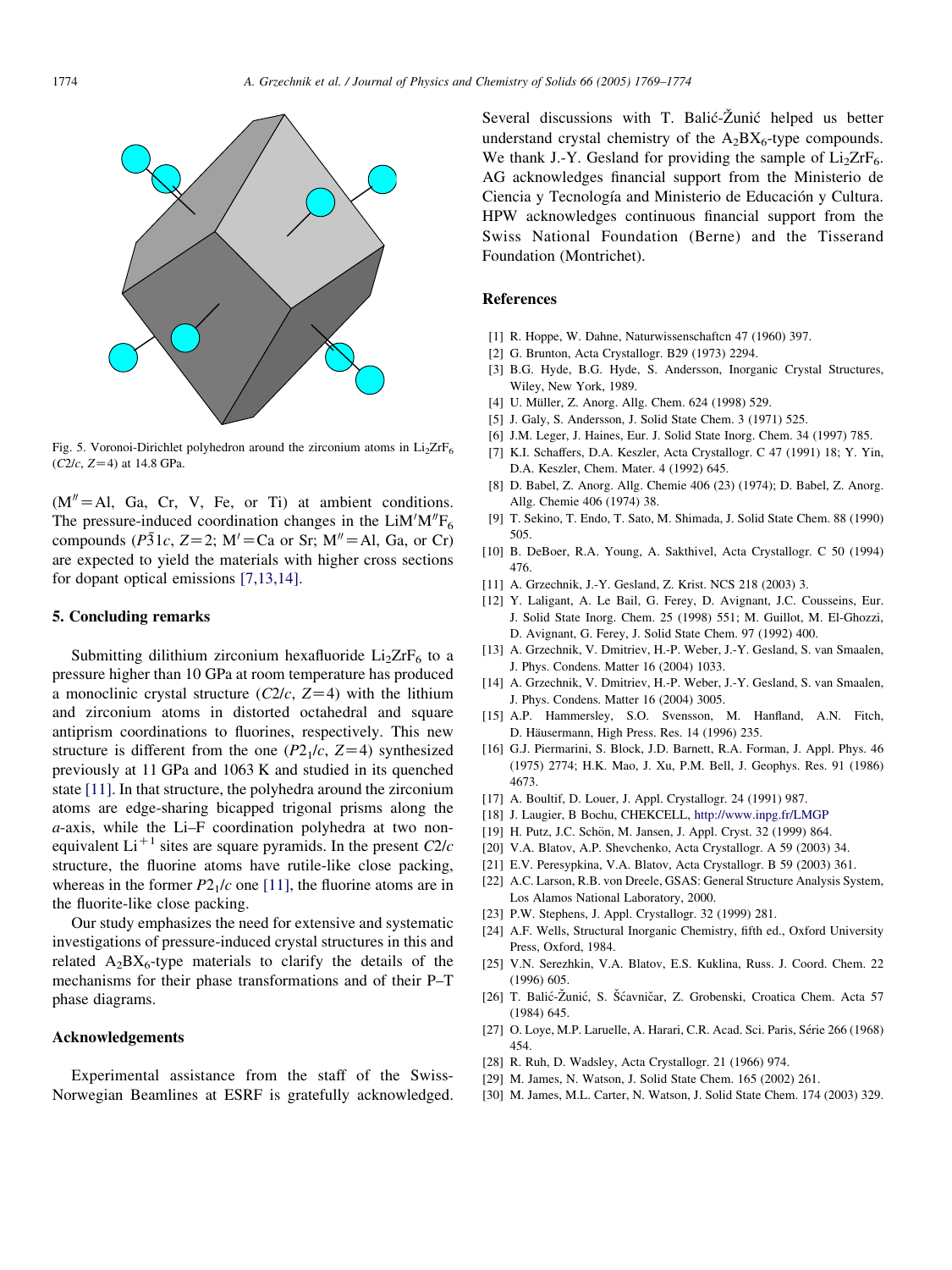Fig. 5. Voronoi-Dirichlet polyhedron around the zirconium atoms in $Li_2ZrF_6$ ($C2/c$, $Z=4$) at 14.8 GPa.

($M''=$Al, Ga, Cr, V, Fe, or Ti) at ambient conditions. The pressure-induced coordination changes in the $LiM'M''F_6$ compounds ($P\bar{3}1c$, $Z=2$; $M'=$Ca or Sr; $M''=$Al, Ga, or Cr) are expected to yield the materials with higher cross sections for dopant optical emissions [7,13,14].

## 5. Concluding remarks

Submitting dilithium zirconium hexafluoride $Li_2ZrF_6$ to a pressure higher than 10 GPa at room temperature has produced a monoclinic crystal structure ($C2/c$, $Z=4$) with the lithium and zirconium atoms in distorted octahedral and square antiprism coordinations to fluorines, respectively. This new structure is different from the one ($P2_1/c$, $Z=4$) synthesized previously at 11 GPa and 1063 K and studied in its quenched state [11]. In that structure, the polyhedra around the zirconium atoms are edge-sharing bicapped trigonal prisms along the *a*-axis, while the Li–F coordination polyhedra at two non-equivalent $Li^{+1}$ sites are square pyramids. In the present $C2/c$ structure, the fluorine atoms have rutile-like close packing, whereas in the former $P2_1/c$ one [11], the fluorine atoms are in the fluorite-like close packing.

Our study emphasizes the need for extensive and systematic investigations of pressure-induced crystal structures in this and related $A_2BX_6$-type materials to clarify the details of the mechanisms for their phase transformations and of their P–T phase diagrams.

## Acknowledgements

Experimental assistance from the staff of the Swiss-Norwegian Beamlines at ESRF is gratefully acknowledged. Several discussions with T. Balić-Žunić helped us better understand crystal chemistry of the $A_2BX_6$-type compounds. We thank J.-Y. Gesland for providing the sample of $Li_2ZrF_6$. AG acknowledges financial support from the Ministerio de Ciencia y Tecnología and Ministerio de Educación y Cultura. HPW acknowledges continuous financial support from the Swiss National Foundation (Berne) and the Tisserand Foundation (Montrichet).

## References

[1] R. Hoppe, W. Dahne, Naturwissenschaftcn 47 (1960) 397.

[2] G. Brunton, Acta Crystallogr. B29 (1973) 2294.

[3] B.G. Hyde, B.G. Hyde, S. Andersson, Inorganic Crystal Structures, Wiley, New York, 1989.

[4] U. Müller, Z. Anorg. Allg. Chem. 624 (1998) 529.

[5] J. Galy, S. Andersson, J. Solid State Chem. 3 (1971) 525.

[6] J.M. Leger, J. Haines, Eur. J. Solid State Inorg. Chem. 34 (1997) 785.

[7] K.I. Schaffers, D.A. Keszler, Acta Crystallogr. C 47 (1991) 18; Y. Yin, D.A. Keszler, Chem. Mater. 4 (1992) 645.

[8] D. Babel, Z. Anorg. Allg. Chemie 406 (23) (1974); D. Babel, Z. Anorg. Allg. Chemie 406 (1974) 38.

[9] T. Sekino, T. Endo, T. Sato, M. Shimada, J. Solid State Chem. 88 (1990) 505.

[10] B. DeBoer, R.A. Young, A. Sakthivel, Acta Crystallogr. C 50 (1994) 476.

[11] A. Grzechnik, J.-Y. Gesland, Z. Krist. NCS 218 (2003) 3.

[12] Y. Laligant, A. Le Bail, G. Ferey, D. Avignant, J.C. Cousseins, Eur. J. Solid State Inorg. Chem. 25 (1998) 551; M. Guillot, M. El-Ghozzi, D. Avignant, G. Ferey, J. Solid State Chem. 97 (1992) 400.

[13] A. Grzechnik, V. Dmitriev, H.-P. Weber, J.-Y. Gesland, S. van Smaalen, J. Phys. Condens. Matter 16 (2004) 1033.

[14] A. Grzechnik, V. Dmitriev, H.-P. Weber, J.-Y. Gesland, S. van Smaalen, J. Phys. Condens. Matter 16 (2004) 3005.

[15] A.P. Hammersley, S.O. Svensson, M. Hanfland, A.N. Fitch, D. Häusermann, High Press. Res. 14 (1996) 235.

[16] G.J. Piermarini, S. Block, J.D. Barnett, R.A. Forman, J. Appl. Phys. 46 (1975) 2774; H.K. Mao, J. Xu, P.M. Bell, J. Geophys. Res. 91 (1986) 4673.

[17] A. Boultif, D. Louer, J. Appl. Crystallogr. 24 (1991) 987.

[18] J. Laugier, B Bochu, CHEKCELL, http://www.inpg.fr/LMGP

[19] H. Putz, J.C. Schön, M. Jansen, J. Appl. Cryst. 32 (1999) 864.

[20] V.A. Blatov, A.P. Shevchenko, Acta Crystallogr. A 59 (2003) 34.

[21] E.V. Peresypkina, V.A. Blatov, Acta Crystallogr. B 59 (2003) 361.

[22] A.C. Larson, R.B. von Dreele, GSAS: General Structure Analysis System, Los Alamos National Laboratory, 2000.

[23] P.W. Stephens, J. Appl. Crystallogr. 32 (1999) 281.

[24] A.F. Wells, Structural Inorganic Chemistry, fifth ed., Oxford University Press, Oxford, 1984.

[25] V.N. Serezhkin, V.A. Blatov, E.S. Kuklina, Russ. J. Coord. Chem. 22 (1996) 605.

[26] T. Balić-Žunić, S. Šćavničar, Z. Grobenski, Croatica Chem. Acta 57 (1984) 645.

[27] O. Loye, M.P. Laruelle, A. Harari, C.R. Acad. Sci. Paris, Série 266 (1968) 454.

[28] R. Ruh, D. Wadsley, Acta Crystallogr. 21 (1966) 974.

[29] M. James, N. Watson, J. Solid State Chem. 165 (2002) 261.

[30] M. James, M.L. Carter, N. Watson, J. Solid State Chem. 174 (2003) 329.